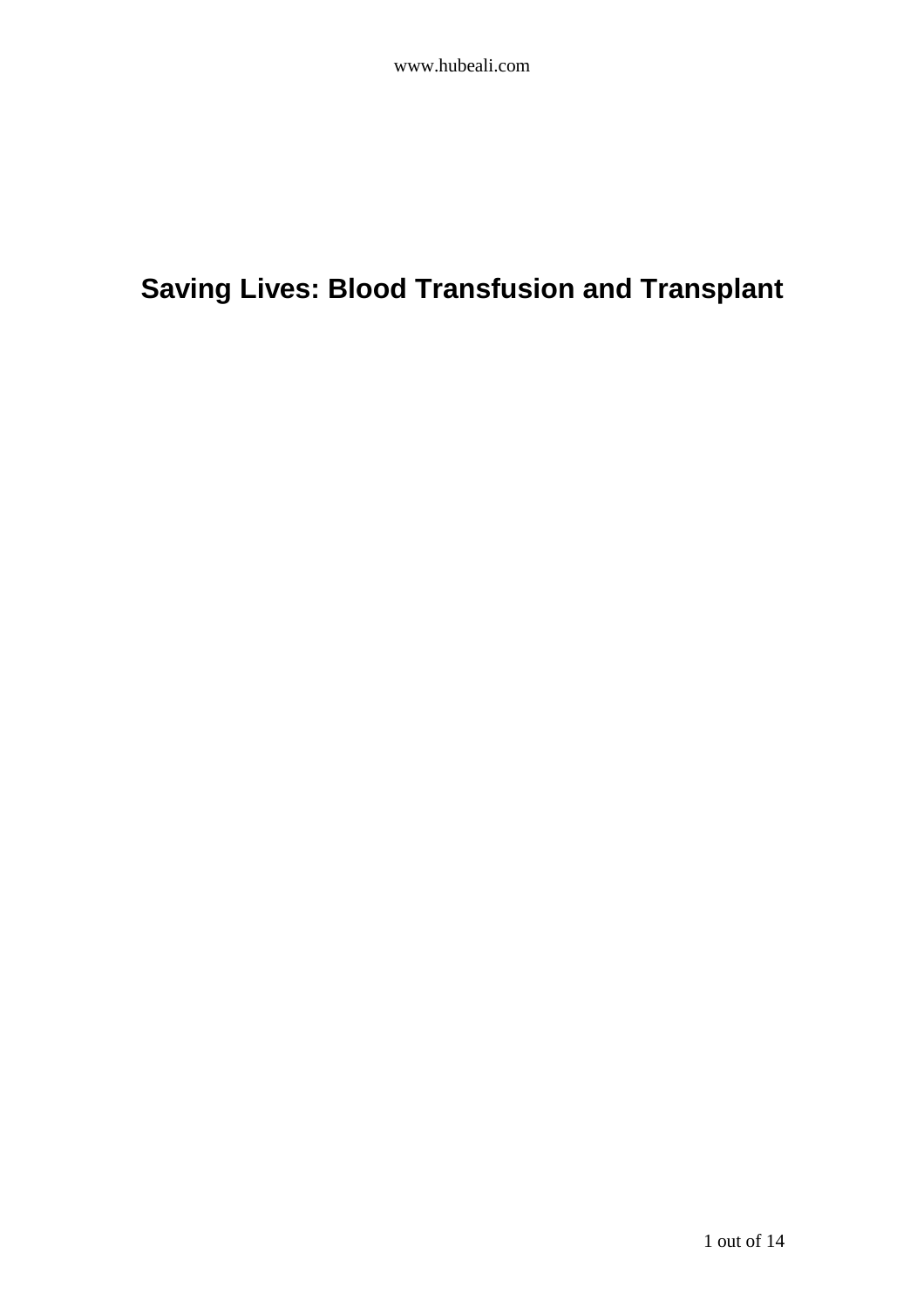# Saving Lives: Blood Transfusion and Transplant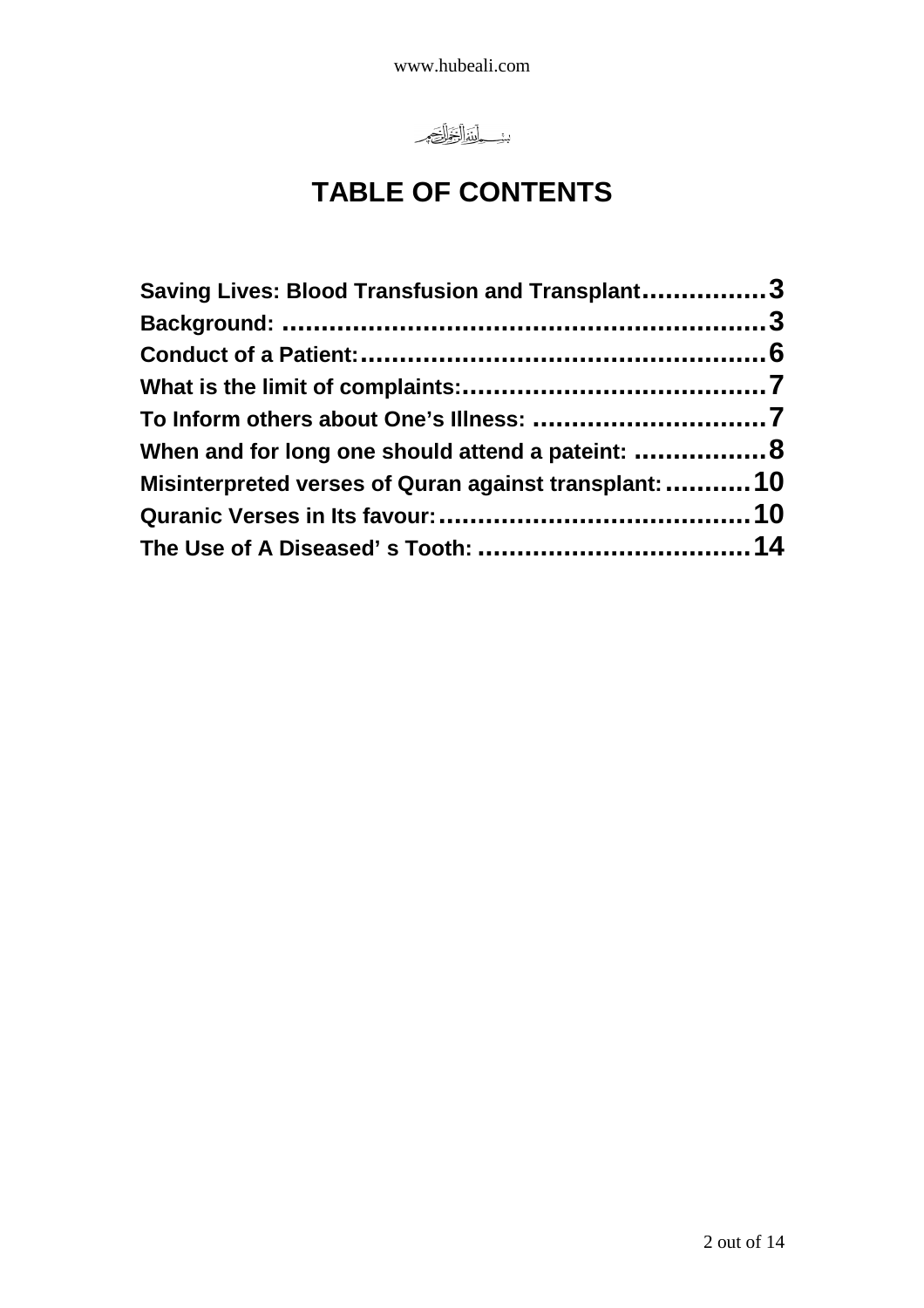بسم الله الرحمن الرحيم

# TABLE OF CONTENTS

**Saving Lives: Blood Transfusion and Transplant................3**
**Background: ...............................................................3**
**Conduct of a Patient:...................................................6**
**What is the limit of complaints:......................................7**
**To Inform others about One's Illness: ..............................7**
**When and for long one should attend a pateint: .................8**
**Misinterpreted verses of Quran against transplant:...........10**
**Quranic Verses in Its favour:........................................10**
**The Use of A Diseased' s Tooth: ...................................14**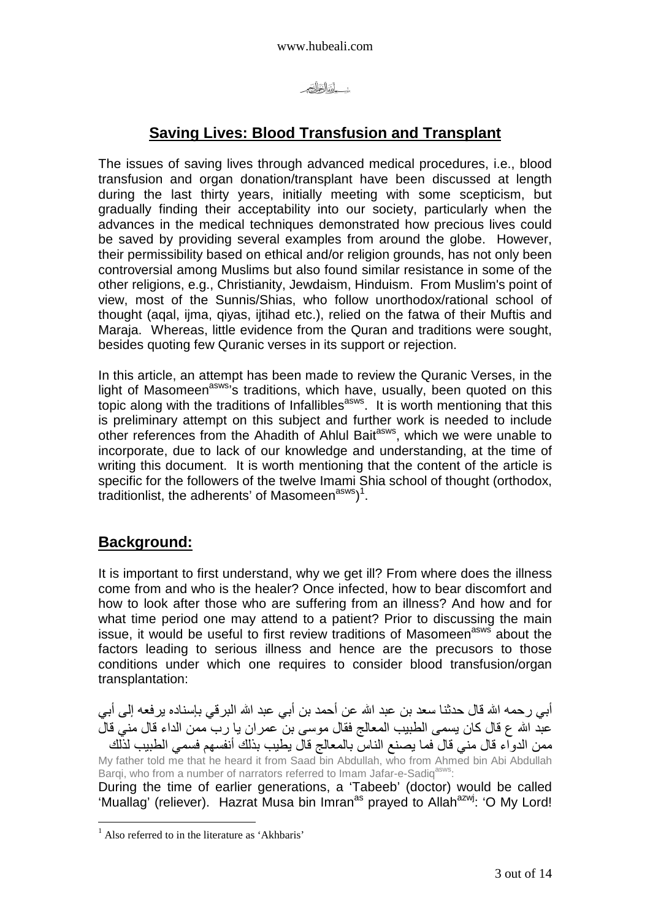بسم الله الرحمن الرحيم

## Saving Lives: Blood Transfusion and Transplant

The issues of saving lives through advanced medical procedures, i.e., blood transfusion and organ donation/transplant have been discussed at length during the last thirty years, initially meeting with some scepticism, but gradually finding their acceptability into our society, particularly when the advances in the medical techniques demonstrated how precious lives could be saved by providing several examples from around the globe. However, their permissibility based on ethical and/or religion grounds, has not only been controversial among Muslims but also found similar resistance in some of the other religions, e.g., Christianity, Jewdaism, Hinduism. From Muslim's point of view, most of the Sunnis/Shias, who follow unorthodox/rational school of thought (aqal, ijma, qiyas, ijtihad etc.), relied on the fatwa of their Muftis and Maraja. Whereas, little evidence from the Quran and traditions were sought, besides quoting few Quranic verses in its support or rejection.

In this article, an attempt has been made to review the Quranic Verses, in the light of Masomeen[asws]'s traditions, which have, usually, been quoted on this topic along with the traditions of Infallibles[asws]. It is worth mentioning that this is preliminary attempt on this subject and further work is needed to include other references from the Ahadith of Ahlul Bait[asws], which we were unable to incorporate, due to lack of our knowledge and understanding, at the time of writing this document. It is worth mentioning that the content of the article is specific for the followers of the twelve Imami Shia school of thought (orthodox, traditionlist, the adherents' of Masomeen[asws])[1].

## Background:

It is important to first understand, why we get ill? From where does the illness come from and who is the healer? Once infected, how to bear discomfort and how to look after those who are suffering from an illness? And how and for what time period one may attend to a patient? Prior to discussing the main issue, it would be useful to first review traditions of Masomeen[asws] about the factors leading to serious illness and hence are the precusors to those conditions under which one requires to consider blood transfusion/organ transplantation:

أبي رحمه الله قال حدثنا سعد بن عبد الله عن أحمد بن أبي عبد الله البرقي بإسناده يرفعه إلى أبي عبد الله ع قال كان يسمى الطبيب المعالج فقال موسى بن عمران يا رب ممن الداء قال مني قال ممن الدواء قال مني قال فما يصنع الناس بالمعالج قال يطيب بذلك أنفسهم فسمي الطبيب لذلك

My father told me that he heard it from Saad bin Abdullah, who from Ahmed bin Abi Abdullah Barqi, who from a number of narrators referred to Imam Jafar-e-Sadiq[asws]:

During the time of earlier generations, a 'Tabeeb' (doctor) would be called 'Muallag' (reliever). Hazrat Musa bin Imran[as] prayed to Allah[azwj]: 'O My Lord!

---

[1] Also referred to in the literature as 'Akhbaris'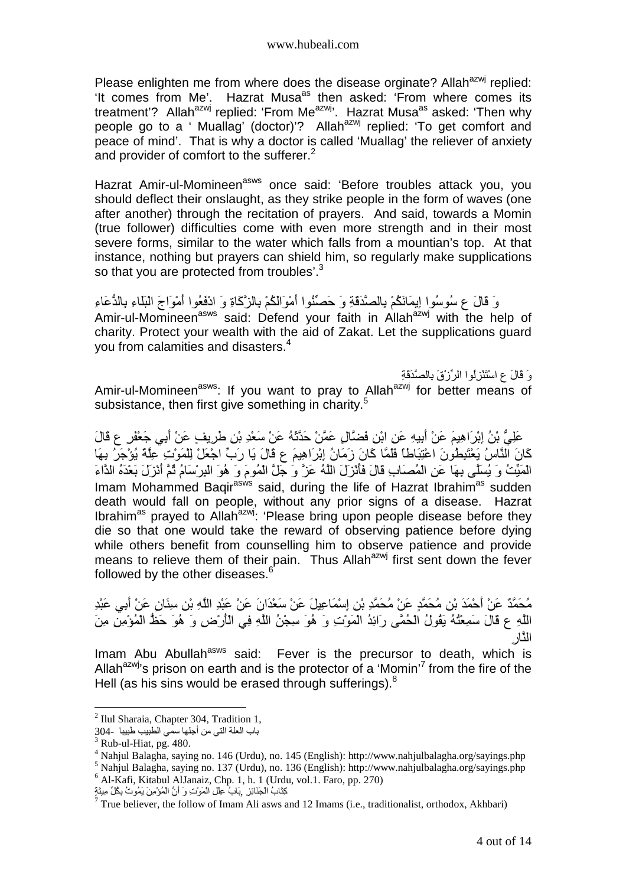Please enlighten me from where does the disease orginate? Allah[azwj] replied: 'It comes from Me'. Hazrat Musa[as] then asked: 'From where comes its treatment'? Allah[azwj] replied: 'From Me[azwj]'. Hazrat Musa[as] asked: 'Then why people go to a ' Muallag' (doctor)'? Allah[azwj] replied: 'To get comfort and peace of mind'. That is why a doctor is called 'Muallag' the reliever of anxiety and provider of comfort to the sufferer.[2]

Hazrat Amir-ul-Momineen[asws] once said: 'Before troubles attack you, you should deflect their onslaught, as they strike people in the form of waves (one after another) through the recitation of prayers. And said, towards a Momin (true follower) difficulties come with even more strength and in their most severe forms, similar to the water which falls from a mountian's top. At that instance, nothing but prayers can shield him, so regularly make supplications so that you are protected from troubles'.[3]

وَ قَالَ ع سُوسُوا إِيمَانَكُمْ بِالصَّدَقَةِ وَ حَصِّنُوا أَمْوَالَكُمْ بِالزَّكَاةِ وَ ادْفَعُوا أَمْوَاجَ الْبَلَاءِ بِالدُّعَاءِ

Amir-ul-Momineen[asws] said: Defend your faith in Allah[azwj] with the help of charity. Protect your wealth with the aid of Zakat. Let the supplications guard you from calamities and disasters.[4]

وَ قَالَ ع اسْتَنْزِلُوا الرِّزْقَ بِالصَّدَقَةِ

Amir-ul-Momineen[asws]: If you want to pray to Allah[azwj] for better means of subsistance, then first give something in charity.[5]

عَلِيُّ بْنُ إِبْرَاهِيمَ عَنْ أَبِيهِ عَنِ ابْنِ فَضَّالٍ عَمَّنْ حَدَّثَهُ عَنْ سَعْدِ بْنِ طَرِيفٍ عَنْ أَبِي جَعْفَرٍ ع قَالَ كَانَ النَّاسُ يَعْتَبِطُونَ اعْتِبَاطاً فَلَمَّا كَانَ زَمَانُ إِبْرَاهِيمَ ع قَالَ يَا رَبِّ اجْعَلْ لِلْمَوْتِ عِلَّةً يُؤْجَرُ بِهَا الْمَيِّتُ وَ يُسَلَّى بِهَا عَنِ الْمُصَابِ قَالَ فَأَنْزَلَ اللَّهُ عَزَّ وَ جَلَّ الْمُومَ وَ هُوَ الْبِرْسَامُ ثُمَّ أَنْزَلَ بَعْدَهُ الدَّاءَ

Imam Mohammed Baqir[asws] said, during the life of Hazrat Ibrahim[as] sudden death would fall on people, without any prior signs of a disease. Hazrat Ibrahim[as] prayed to Allah[azwj]: 'Please bring upon people disease before they die so that one would take the reward of observing patience before dying while others benefit from counselling him to observe patience and provide means to relieve them of their pain. Thus Allah[azwj] first sent down the fever followed by the other diseases.[6]

مُحَمَّدٌ عَنْ أَحْمَدَ بْنِ مُحَمَّدٍ عَنْ مُحَمَّدِ بْنِ إِسْمَاعِيلَ عَنْ سَعْدَانَ عَنْ عَبْدِ اللَّهِ بْنِ سِنَانٍ عَنْ أَبِي عَبْدِ اللَّهِ ع قَالَ سَمِعْتُهُ يَقُولُ الْحُمَّى رَائِدُ الْمَوْتِ وَ هُوَ سِجْنُ اللَّهِ فِي الْأَرْضِ وَ هُوَ حَظُّ الْمُؤْمِنِ مِنَ النَّارِ

Imam Abu Abullah[asws] said: Fever is the precursor to death, which is Allah[azwj]'s prison on earth and is the protector of a 'Momin'[7] from the fire of the Hell (as his sins would be erased through sufferings).[8]

---

[2] Ilul Sharaia, Chapter 304, Tradition 1,
باب العلة التي من أجلها سمي الطبيب طبيبا -304

[3] Rub-ul-Hiat, pg. 480.

[4] Nahjul Balagha, saying no. 146 (Urdu), no. 145 (English): http://www.nahjulbalagha.org/sayings.php

[5] Nahjul Balagha, saying no. 137 (Urdu), no. 136 (English): http://www.nahjulbalagha.org/sayings.php

[6] Al-Kafi, Kitabul AlJanaiz, Chp. 1, h. 1 (Urdu, vol.1. Faro, pp. 270)
كِتَابُ الْجَنَائِزِ ,بَابُ عِلَلِ الْمَوْتِ وَ أَنَّ الْمُؤْمِنَ يَمُوتُ بِكُلِّ مِيتَةٍ

[7] True believer, the follow of Imam Ali asws and 12 Imams (i.e., traditionalist, orthodox, Akhbari)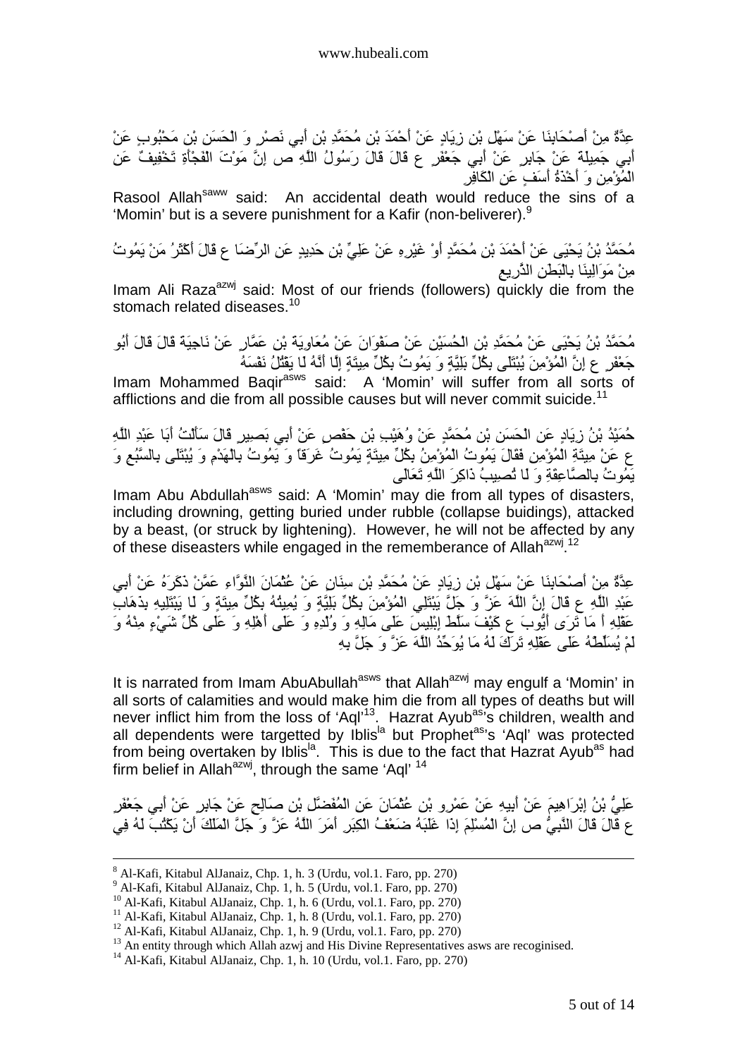عِدَّةٌ مِنْ أَصْحَابِنَا عَنْ سَهْلِ بْنِ زِيَادٍ عَنْ أَحْمَدَ بْنِ مُحَمَّدِ بْنِ أَبِي نَصْرٍ وَ الْحَسَنِ بْنِ مَحْبُوبٍ عَنْ أَبِي جَمِيلَةَ عَنْ جَابِرٍ عَنْ أَبِي جَعْفَرٍ ع قَالَ قَالَ رَسُولُ اللَّهِ ص إِنَّ مَوْتَ الْفَجْأَةِ تَخْفِيفٌ عَنِ الْمُؤْمِنِ وَ أَخْذَةُ أَسَفٍ عَنِ الْكَافِرِ

Rasool Allah[saww] said: An accidental death would reduce the sins of a 'Momin' but is a severe punishment for a Kafir (non-beliverer).[9]

مُحَمَّدُ بْنُ يَحْيَى عَنْ أَحْمَدَ بْنِ مُحَمَّدٍ أَوْ غَيْرِهِ عَنْ عَلِيِّ بْنِ حَدِيدٍ عَنِ الرِّضَا ع قَالَ أَكْثَرُ مَنْ يَمُوتُ مِنْ مَوَالِينَا بِالْبَطَنِ الذَّرِيعِ

Imam Ali Raza[azwj] said: Most of our friends (followers) quickly die from the stomach related diseases.[10]

مُحَمَّدُ بْنُ يَحْيَى عَنْ مُحَمَّدِ بْنِ الْحُسَيْنِ عَنْ صَفْوَانَ عَنْ مُعَاوِيَةَ بْنِ عَمَّارٍ عَنْ نَاجِيَةَ قَالَ قَالَ أَبُو جَعْفَرٍ ع إِنَّ الْمُؤْمِنَ يُبْتَلَى بِكُلِّ بَلِيَّةٍ وَ يَمُوتُ بِكُلِّ مِيتَةٍ إِلَّا أَنَّهُ لَا يَقْتُلُ نَفْسَهُ

Imam Mohammed Baqir[asws] said: A 'Momin' will suffer from all sorts of afflictions and die from all possible causes but will never commit suicide.[11]

حُمَيْدُ بْنُ زِيَادٍ عَنِ الْحَسَنِ بْنِ مُحَمَّدٍ عَنْ وُهَيْبِ بْنِ حَفْصٍ عَنْ أَبِي بَصِيرٍ قَالَ سَأَلْتُ أَبَا عَبْدِ اللَّهِ ع عَنْ مِيتَةِ الْمُؤْمِنِ فَقَالَ يَمُوتُ الْمُؤْمِنُ بِكُلِّ مِيتَةٍ يَمُوتُ غَرَقاً وَ يَمُوتُ بِالْهَدْمِ وَ يُبْتَلَى بِالسَّبُعِ وَ يَمُوتُ بِالصَّاعِقَةِ وَ لَا تُصِيبُ ذَاكِرَ اللَّهِ تَعَالَى

Imam Abu Abdullah[asws] said: A 'Momin' may die from all types of disasters, including drowning, getting buried under rubble (collapse buidings), attacked by a beast, (or struck by lightening). However, he will not be affected by any of these diseasters while engaged in the rememberance of Allah[azwj].[12]

عِدَّةٌ مِنْ أَصْحَابِنَا عَنْ سَهْلِ بْنِ زِيَادٍ عَنْ مُحَمَّدِ بْنِ سِنَانٍ عَنْ عُثْمَانَ النَّوَّاءِ عَمَّنْ ذَكَرَهُ عَنْ أَبِي عَبْدِ اللَّهِ ع قَالَ إِنَّ اللَّهَ عَزَّ وَ جَلَّ يَبْتَلِي الْمُؤْمِنَ بِكُلِّ بَلِيَّةٍ وَ يُمِيتُهُ بِكُلِّ مِيتَةٍ وَ لَا يَبْتَلِيهِ بِذَهَابِ عَقْلِهِ أَ مَا تَرَى أَيُّوبَ ع كَيْفَ سَلَّطَ إِبْلِيسَ عَلَى مَالِهِ وَ وُلْدِهِ وَ عَلَى أَهْلِهِ وَ عَلَى كُلِّ شَيْءٍ مِنْهُ وَ لَمْ يُسَلِّطْهُ عَلَى عَقْلِهِ تَرَكَ لَهُ مَا يُوَحِّدُ اللَّهَ عَزَّ وَ جَلَّ بِهِ

It is narrated from Imam AbuAbullah[asws] that Allah[azwj] may engulf a 'Momin' in all sorts of calamities and would make him die from all types of deaths but will never inflict him from the loss of 'Aql'[13]. Hazrat Ayub[as]'s children, wealth and all dependents were targetted by Iblis[la] but Prophet[as]'s 'Aql' was protected from being overtaken by Iblis[la]. This is due to the fact that Hazrat Ayub[as] had firm belief in Allah[azwj], through the same 'Aql' [14]

عَلِيُّ بْنُ إِبْرَاهِيمَ عَنْ أَبِيهِ عَنْ عَمْرِو بْنِ عُثْمَانَ عَنِ الْمُفَضَّلِ بْنِ صَالِحٍ عَنْ جَابِرٍ عَنْ أَبِي جَعْفَرٍ ع قَالَ قَالَ النَّبِيُّ ص إِنَّ الْمُسْلِمَ إِذَا غَلَبَهُ ضَعْفُ الْكِبَرِ أَمَرَ اللَّهُ عَزَّ وَ جَلَّ الْمَلَكَ أَنْ يَكْتُبَ لَهُ فِي

---

[8] Al-Kafi, Kitabul AlJanaiz, Chp. 1, h. 3 (Urdu, vol.1. Faro, pp. 270)
[9] Al-Kafi, Kitabul AlJanaiz, Chp. 1, h. 5 (Urdu, vol.1. Faro, pp. 270)
[10] Al-Kafi, Kitabul AlJanaiz, Chp. 1, h. 6 (Urdu, vol.1. Faro, pp. 270)
[11] Al-Kafi, Kitabul AlJanaiz, Chp. 1, h. 8 (Urdu, vol.1. Faro, pp. 270)
[12] Al-Kafi, Kitabul AlJanaiz, Chp. 1, h. 9 (Urdu, vol.1. Faro, pp. 270)
[13] An entity through which Allah azwj and His Divine Representatives asws are recoginised.
[14] Al-Kafi, Kitabul AlJanaiz, Chp. 1, h. 10 (Urdu, vol.1. Faro, pp. 270)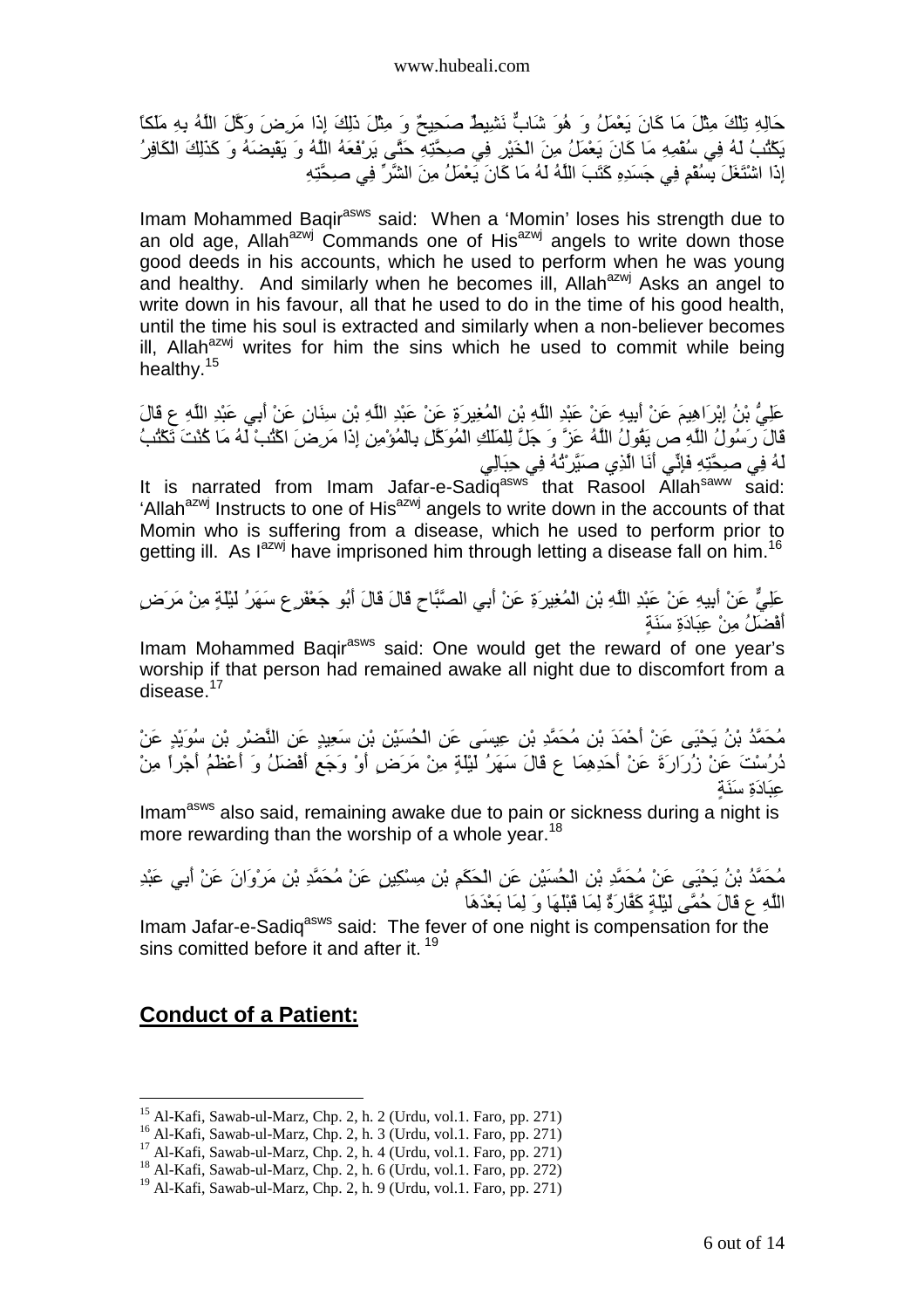حَالِهِ تِلْكَ مِثْلَ مَا كَانَ يَعْمَلُ وَ هُوَ شَابٌّ نَشِيطٌ صَحِيحٌ وَ مِثْلَ ذَلِكَ إِذَا مَرِضَ وَكَّلَ اللَّهُ بِهِ مَلَكاً يَكْتُبُ لَهُ فِي سُقْمِهِ مَا كَانَ يَعْمَلُ مِنَ الْخَيْرِ فِي صِحَّتِهِ حَتَّى يَرْفَعَهُ اللَّهُ وَ يَقْبِضَهُ وَ كَذَلِكَ الْكَافِرُ إِذَا اشْتَغَلَ بِسُقْمٍ فِي جَسَدِهِ كَتَبَ اللَّهُ لَهُ مَا كَانَ يَعْمَلُ مِنَ الشَّرِّ فِي صِحَّتِهِ

Imam Mohammed Baqir[asws] said: When a 'Momin' loses his strength due to an old age, Allah[azwj] Commands one of His[azwj] angels to write down those good deeds in his accounts, which he used to perform when he was young and healthy. And similarly when he becomes ill, Allah[azwj] Asks an angel to write down in his favour, all that he used to do in the time of his good health, until the time his soul is extracted and similarly when a non-believer becomes ill, Allah[azwj] writes for him the sins which he used to commit while being healthy.[15]

عَلِيُّ بْنُ إِبْرَاهِيمَ عَنْ أَبِيهِ عَنْ عَبْدِ اللَّهِ بْنِ الْمُغِيرَةِ عَنْ عَبْدِ اللَّهِ بْنِ سِنَانٍ عَنْ أَبِي عَبْدِ اللَّهِ ع قَالَ قَالَ رَسُولُ اللَّهِ ص يَقُولُ اللَّهُ عَزَّ وَ جَلَّ لِلْمَلَكِ الْمُوَكَّلِ بِالْمُؤْمِنِ إِذَا مَرِضَ اكْتُبْ لَهُ مَا كُنْتَ تَكْتُبُ لَهُ فِي صِحَّتِهِ فَإِنِّي أَنَا الَّذِي صَيَّرْتُهُ فِي حِبَالِي

It is narrated from Imam Jafar-e-Sadiq[asws] that Rasool Allah[saww] said: 'Allah[azwj] Instructs to one of His[azwj] angels to write down in the accounts of that Momin who is suffering from a disease, which he used to perform prior to getting ill. As I[azwj] have imprisoned him through letting a disease fall on him.[16]

عَلِيٌّ عَنْ أَبِيهِ عَنْ عَبْدِ اللَّهِ بْنِ الْمُغِيرَةِ عَنْ أَبِي الصَّبَّاحِ قَالَ قَالَ أَبُو جَعْفَرٍ ع سَهَرُ لَيْلَةٍ مِنْ مَرَضٍ أَفْضَلُ مِنْ عِبَادَةِ سَنَةٍ

Imam Mohammed Baqir[asws] said: One would get the reward of one year's worship if that person had remained awake all night due to discomfort from a disease.[17]

مُحَمَّدُ بْنُ يَحْيَى عَنْ أَحْمَدَ بْنِ مُحَمَّدِ بْنِ عِيسَى عَنِ الْحُسَيْنِ بْنِ سَعِيدٍ عَنِ النَّضْرِ بْنِ سُوَيْدٍ عَنْ دُرُسْتَ عَنْ زُرَارَةَ عَنْ أَحَدِهِمَا ع قَالَ سَهَرُ لَيْلَةٍ مِنْ مَرَضٍ أَوْ وَجَعٍ أَفْضَلُ وَ أَعْظَمُ أَجْراً مِنْ عِبَادَةِ سَنَةٍ

Imam[asws] also said, remaining awake due to pain or sickness during a night is more rewarding than the worship of a whole year.[18]

مُحَمَّدُ بْنُ يَحْيَى عَنْ مُحَمَّدِ بْنِ الْحُسَيْنِ عَنِ الْحَكَمِ بْنِ مِسْكِينٍ عَنْ مُحَمَّدِ بْنِ مَرْوَانَ عَنْ أَبِي عَبْدِ اللَّهِ ع قَالَ حُمَّى لَيْلَةٍ كَفَّارَةٌ لِمَا قَبْلَهَا وَ لِمَا بَعْدَهَا

Imam Jafar-e-Sadiq[asws] said: The fever of one night is compensation for the sins comitted before it and after it.[19]

## **Conduct of a Patient:**

---

15 Al-Kafi, Sawab-ul-Marz, Chp. 2, h. 2 (Urdu, vol.1. Faro, pp. 271)
16 Al-Kafi, Sawab-ul-Marz, Chp. 2, h. 3 (Urdu, vol.1. Faro, pp. 271)
17 Al-Kafi, Sawab-ul-Marz, Chp. 2, h. 4 (Urdu, vol.1. Faro, pp. 271)
18 Al-Kafi, Sawab-ul-Marz, Chp. 2, h. 6 (Urdu, vol.1. Faro, pp. 272)
19 Al-Kafi, Sawab-ul-Marz, Chp. 2, h. 9 (Urdu, vol.1. Faro, pp. 271)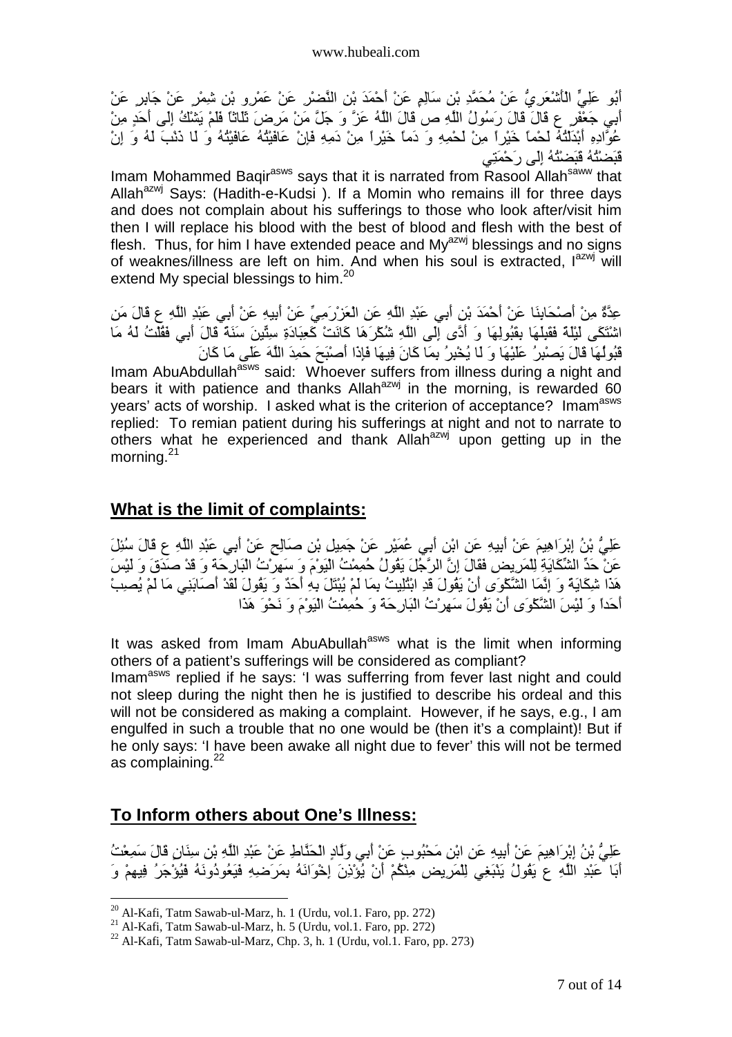أَبُو عَلِيٍّ الْأَشْعَرِيُّ عَنْ مُحَمَّدِ بْنِ سَالِمٍ عَنْ أَحْمَدَ بْنِ النَّضْرِ عَنْ عَمْرِو بْنِ شِمْرٍ عَنْ جَابِرٍ عَنْ أَبِي جَعْفَرٍ ع قَالَ قَالَ رَسُولُ اللَّهِ ص قَالَ اللَّهُ عَزَّ وَ جَلَّ مَنْ مَرِضَ ثَلَاثاً فَلَمْ يَشْكُ إِلَى أَحَدٍ مِنْ عُوَّادِهِ أَبْدَلْتُهُ لَحْماً خَيْراً مِنْ لَحْمِهِ وَ دَماً خَيْراً مِنْ دَمِهِ فَإِنْ عَافَيْتُهُ عَافَيْتُهُ وَ لَا ذَنْبَ لَهُ وَ إِنْ قَبَضْتُهُ قَبَضْتُهُ إِلَى رَحْمَتِي

Imam Mohammed Baqir[asws] says that it is narrated from Rasool Allah[saww] that Allah[azwj] Says: (Hadith-e-Kudsi ). If a Momin who remains ill for three days and does not complain about his sufferings to those who look after/visit him then I will replace his blood with the best of blood and flesh with the best of flesh. Thus, for him I have extended peace and My[azwj] blessings and no signs of weaknes/illness are left on him. And when his soul is extracted, I[azwj] will extend My special blessings to him.[20]

عِدَّةٌ مِنْ أَصْحَابِنَا عَنْ أَحْمَدَ بْنِ أَبِي عَبْدِ اللَّهِ عَنِ الْعَزْرَمِيِّ عَنْ أَبِيهِ عَنْ أَبِي عَبْدِ اللَّهِ ع قَالَ مَنِ اشْتَكَى لَيْلَةً فَقَبِلَهَا بِقَبُولِهَا وَ أَدَّى إِلَى اللَّهِ شُكْرَهَا كَانَتْ كَعِبَادَةِ سِتِّينَ سَنَةً قَالَ أَبِي فَقُلْتُ لَهُ مَا قَبُولُهَا قَالَ يَصْبِرُ عَلَيْهَا وَ لَا يُخْبِرُ بِمَا كَانَ فِيهَا فَإِذَا أَصْبَحَ حَمِدَ اللَّهَ عَلَى مَا كَانَ

Imam AbuAbdullah[asws] said: Whoever suffers from illness during a night and bears it with patience and thanks Allah[azwj] in the morning, is rewarded 60 years' acts of worship. I asked what is the criterion of acceptance? Imam[asws] replied: To remian patient during his sufferings at night and not to narrate to others what he experienced and thank Allah[azwj] upon getting up in the morning.[21]

## What is the limit of complaints:

عَلِيُّ بْنُ إِبْرَاهِيمَ عَنْ أَبِيهِ عَنِ ابْنِ أَبِي عُمَيْرٍ عَنْ جَمِيلِ بْنِ صَالِحٍ عَنْ أَبِي عَبْدِ اللَّهِ ع قَالَ سُئِلَ عَنْ حَدِّ الشِّكَايَةِ لِلْمَرِيضِ فَقَالَ إِنَّ الرَّجُلَ يَقُولُ حُمِمْتُ الْيَوْمَ وَ سَهِرْتُ الْبَارِحَةَ وَ قَدْ صَدَقَ وَ لَيْسَ هَذَا شِكَايَةً وَ إِنَّمَا الشَّكْوَى أَنْ يَقُولَ قَدِ ابْتُلِيتُ بِمَا لَمْ يُبْتَلَ بِهِ أَحَدٌ وَ يَقُولَ لَقَدْ أَصَابَنِي مَا لَمْ يُصِبْ أَحَداً وَ لَيْسَ الشَّكْوَى أَنْ يَقُولَ سَهِرْتُ الْبَارِحَةَ وَ حُمِمْتُ الْيَوْمَ وَ نَحْوَ هَذَا

It was asked from Imam AbuAbullah[asws] what is the limit when informing others of a patient's sufferings will be considered as compliant?
Imam[asws] replied if he says: 'I was sufferring from fever last night and could not sleep during the night then he is justified to describe his ordeal and this will not be considered as making a complaint. However, if he says, e.g., I am engulfed in such a trouble that no one would be (then it's a complaint)! But if he only says: 'I have been awake all night due to fever' this will not be termed as complaining.[22]

## To Inform others about One's Illness:

عَلِيُّ بْنُ إِبْرَاهِيمَ عَنْ أَبِيهِ عَنِ ابْنِ مَحْبُوبٍ عَنْ أَبِي وَلَّادٍ الْحَنَّاطِ عَنْ عَبْدِ اللَّهِ بْنِ سِنَانٍ قَالَ سَمِعْتُ أَبَا عَبْدِ اللَّهِ ع يَقُولُ يَنْبَغِي لِلْمَرِيضِ مِنْكُمْ أَنْ يُؤْذِنَ إِخْوَانَهُ بِمَرَضِهِ فَيَعُودُونَهُ فَيُؤْجَرُ فِيهِمْ وَ

---

[20] Al-Kafi, Tatm Sawab-ul-Marz, h. 1 (Urdu, vol.1. Faro, pp. 272)
[21] Al-Kafi, Tatm Sawab-ul-Marz, h. 5 (Urdu, vol.1. Faro, pp. 272)
[22] Al-Kafi, Tatm Sawab-ul-Marz, Chp. 3, h. 1 (Urdu, vol.1. Faro, pp. 273)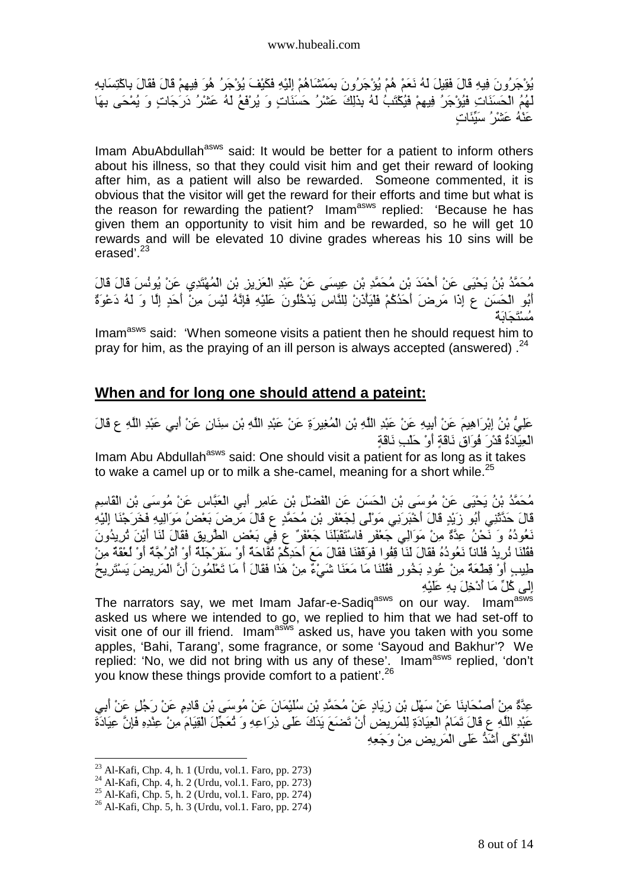يُؤْجَرُونَ فِيهِ قَالَ فَقِيلَ لَهُ نَعَمْ هُمْ يُؤْجَرُونَ بِمَمْشَاهُمْ إِلَيْهِ فَكَيْفَ يُؤْجَرُ هُوَ فِيهِمْ قَالَ فَقَالَ بِاكْتِسَابِهِ لَهُمُ الْحَسَنَاتِ فَيُؤْجَرُ فِيهِمْ فَيُكْتَبُ لَهُ بِذَلِكَ عَشْرُ حَسَنَاتٍ وَ يُرْفَعُ لَهُ عَشْرُ دَرَجَاتٍ وَ يُمْحَى بِهَا عَنْهُ عَشْرُ سَيِّئَاتٍ

Imam AbuAbdullah[asws] said: It would be better for a patient to inform others about his illness, so that they could visit him and get their reward of looking after him, as a patient will also be rewarded. Someone commented, it is obvious that the visitor will get the reward for their efforts and time but what is the reason for rewarding the patient? Imam[asws] replied: 'Because he has given them an opportunity to visit him and be rewarded, so he will get 10 rewards and will be elevated 10 divine grades whereas his 10 sins will be erased'.[23]

مُحَمَّدُ بْنُ يَحْيَى عَنْ أَحْمَدَ بْنِ مُحَمَّدِ بْنِ عِيسَى عَنْ عَبْدِ الْعَزِيزِ بْنِ الْمُهْتَدِي عَنْ يُونُسَ قَالَ قَالَ أَبُو الْحَسَنِ ع إِذَا مَرِضَ أَحَدُكُمْ فَلْيَأْذَنْ لِلنَّاسِ يَدْخُلُونَ عَلَيْهِ فَإِنَّهُ لَيْسَ مِنْ أَحَدٍ إِلَّا وَ لَهُ دَعْوَةٌ مُسْتَجَابَةٌ

Imam[asws] said: 'When someone visits a patient then he should request him to pray for him, as the praying of an ill person is always accepted (answered) .[24]

## When and for long one should attend a pateint:

عَلِيُّ بْنُ إِبْرَاهِيمَ عَنْ أَبِيهِ عَنْ عَبْدِ اللَّهِ بْنِ الْمُغِيرَةِ عَنْ عَبْدِ اللَّهِ بْنِ سِنَانٍ عَنْ أَبِي عَبْدِ اللَّهِ ع قَالَ الْعِيَادَةُ قَدْرَ فُوَاقِ نَاقَةٍ أَوْ حَلْبِ نَاقَةٍ

Imam Abu Abdullah[asws] said: One should visit a patient for as long as it takes to wake a camel up or to milk a she-camel, meaning for a short while.[25]

مُحَمَّدُ بْنُ يَحْيَى عَنْ مُوسَى بْنِ الْحَسَنِ عَنِ الْفَضْلِ بْنِ عَامِرٍ أَبِي الْعَبَّاسِ عَنْ مُوسَى بْنِ الْقَاسِمِ قَالَ حَدَّثَنِي أَبُو زَيْدٍ قَالَ أَخْبَرَنِي مَوْلًى لِجَعْفَرِ بْنِ مُحَمَّدٍ ع قَالَ مَرِضَ بَعْضُ مَوَالِيهِ فَخَرَجْنَا إِلَيْهِ نَعُودُهُ وَ نَحْنُ عِدَّةٌ مِنْ مَوَالِي جَعْفَرٍ فَاسْتَقْبَلَنَا جَعْفَرٌ ع فِي بَعْضِ الطَّرِيقِ فَقَالَ لَنَا أَيْنَ تُرِيدُونَ فَقُلْنَا نُرِيدُ فُلَاناً نَعُودُهُ فَقَالَ لَنَا قِفُوا فَوَقَفْنَا فَقَالَ مَعَ أَحَدِكُمْ تُفَّاحَةٌ أَوْ سَفَرْجَلَةٌ أَوْ أُتْرُجَّةٌ أَوْ لُعْقَةٌ مِنْ طِيبٍ أَوْ قِطْعَةٌ مِنْ عُودِ بَخُورٍ فَقُلْنَا مَا مَعَنَا شَيْءٌ مِنْ هَذَا فَقَالَ أَ مَا تَعْلَمُونَ أَنَّ الْمَرِيضَ يَسْتَرِيحُ إِلَى كُلِّ مَا أُدْخِلَ بِهِ عَلَيْهِ

The narrators say, we met Imam Jafar-e-Sadiq[asws] on our way. Imam[asws] asked us where we intended to go, we replied to him that we had set-off to visit one of our ill friend. Imam[asws] asked us, have you taken with you some apples, 'Bahi, Tarang', some fragrance, or some 'Sayoud and Bakhur'? We replied: 'No, we did not bring with us any of these'. Imam[asws] replied, 'don't you know these things provide comfort to a patient'.[26]

عِدَّةٌ مِنْ أَصْحَابِنَا عَنْ سَهْلِ بْنِ زِيَادٍ عَنْ مُحَمَّدِ بْنِ سُلَيْمَانَ عَنْ مُوسَى بْنِ قَادِمٍ عَنْ رَجُلٍ عَنْ أَبِي عَبْدِ اللَّهِ ع قَالَ تَمَامُ الْعِيَادَةِ لِلْمَرِيضِ أَنْ تَضَعَ يَدَكَ عَلَى ذِرَاعِهِ وَ تُعَجِّلَ الْقِيَامَ مِنْ عِنْدِهِ فَإِنَّ عِيَادَةَ النَّوْكَى أَشَدُّ عَلَى الْمَرِيضِ مِنْ وَجَعِهِ

---

[23] Al-Kafi, Chp. 4, h. 1 (Urdu, vol.1. Faro, pp. 273)
[24] Al-Kafi, Chp. 4, h. 2 (Urdu, vol.1. Faro, pp. 273)
[25] Al-Kafi, Chp. 5, h. 2 (Urdu, vol.1. Faro, pp. 274)
[26] Al-Kafi, Chp. 5, h. 3 (Urdu, vol.1. Faro, pp. 274)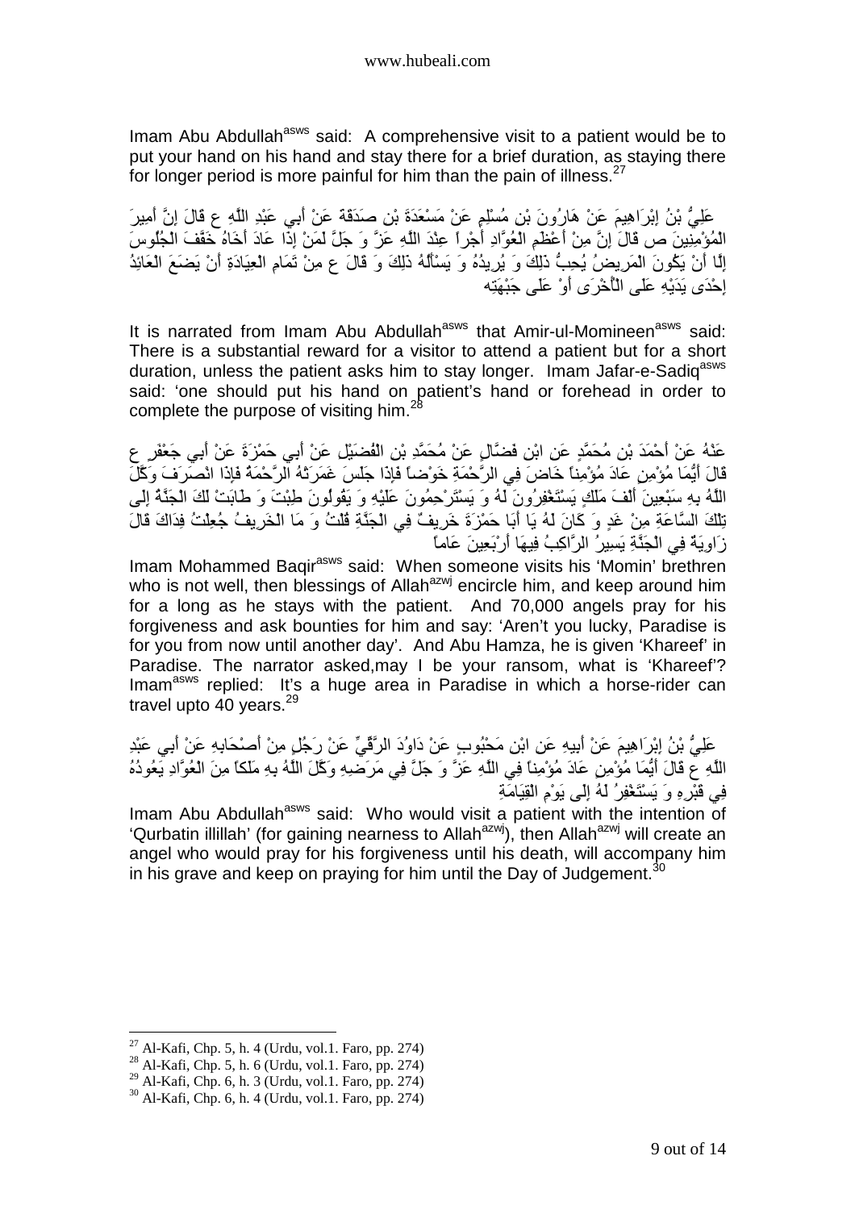Imam Abu Abdullah[asws] said: A comprehensive visit to a patient would be to put your hand on his hand and stay there for a brief duration, as staying there for longer period is more painful for him than the pain of illness.[27]

عَلِيُّ بْنُ إِبْرَاهِيمَ عَنْ هَارُونَ بْنِ مُسْلِمٍ عَنْ مَسْعَدَةَ بْنِ صَدَقَةَ عَنْ أَبِي عَبْدِ اللَّهِ ع قَالَ إِنَّ أَمِيرَ الْمُؤْمِنِينَ ص قَالَ إِنَّ مِنْ أَعْظَمِ الْعُوَّادِ أَجْراً عِنْدَ اللَّهِ عَزَّ وَ جَلَّ لَمَنْ إِذَا عَادَ أَخَاهُ خَفَّفَ الْجُلُوسَ إِلَّا أَنْ يَكُونَ الْمَرِيضُ يُحِبُّ ذَلِكَ وَ يُرِيدُهُ وَ يَسْأَلُهُ ذَلِكَ وَ قَالَ ع مِنْ تَمَامِ الْعِيَادَةِ أَنْ يَضَعَ الْعَائِدُ إِحْدَى يَدَيْهِ عَلَى الْأُخْرَى أَوْ عَلَى جَبْهَتِهِ

It is narrated from Imam Abu Abdullah[asws] that Amir-ul-Momineen[asws] said: There is a substantial reward for a visitor to attend a patient but for a short duration, unless the patient asks him to stay longer. Imam Jafar-e-Sadiq[asws] said: 'one should put his hand on patient's hand or forehead in order to complete the purpose of visiting him.[28]

عَنْهُ عَنْ أَحْمَدَ بْنِ مُحَمَّدٍ عَنِ ابْنِ فَضَّالٍ عَنْ مُحَمَّدِ بْنِ الْفُضَيْلِ عَنْ أَبِي حَمْزَةَ عَنْ أَبِي جَعْفَرٍ ع قَالَ أَيُّمَا مُؤْمِنٍ عَادَ مُؤْمِناً خَاضَ فِي الرَّحْمَةِ خَوْضاً فَإِذَا جَلَسَ غَمَرَتْهُ الرَّحْمَةُ فَإِذَا انْصَرَفَ وَكَّلَ اللَّهُ بِهِ سَبْعِينَ أَلْفَ مَلَكٍ يَسْتَغْفِرُونَ لَهُ وَ يَسْتَرْحِمُونَ عَلَيْهِ وَ يَقُولُونَ طِبْتَ وَ طَابَتْ لَكَ الْجَنَّةُ إِلَى تِلْكَ السَّاعَةِ مِنْ غَدٍ وَ كَانَ لَهُ يَا أَبَا حَمْزَةَ خَرِيفٌ فِي الْجَنَّةِ قُلْتُ وَ مَا الْخَرِيفُ جُعِلْتُ فِدَاكَ قَالَ زَاوِيَةٌ فِي الْجَنَّةِ يَسِيرُ الرَّاكِبُ فِيهَا أَرْبَعِينَ عَاماً

Imam Mohammed Baqir[asws] said: When someone visits his 'Momin' brethren who is not well, then blessings of Allah[azwj] encircle him, and keep around him for a long as he stays with the patient. And 70,000 angels pray for his forgiveness and ask bounties for him and say: 'Aren't you lucky, Paradise is for you from now until another day'. And Abu Hamza, he is given 'Khareef' in Paradise. The narrator asked,may I be your ransom, what is 'Khareef'? Imam[asws] replied: It's a huge area in Paradise in which a horse-rider can travel upto 40 years.[29]

عَلِيُّ بْنُ إِبْرَاهِيمَ عَنْ أَبِيهِ عَنِ ابْنِ مَحْبُوبٍ عَنْ دَاوُدَ الرَّقِّيِّ عَنْ رَجُلٍ مِنْ أَصْحَابِهِ عَنْ أَبِي عَبْدِ اللَّهِ ع قَالَ أَيُّمَا مُؤْمِنٍ عَادَ مُؤْمِناً فِي اللَّهِ عَزَّ وَ جَلَّ فِي مَرَضِهِ وَكَّلَ اللَّهُ بِهِ مَلَكاً مِنَ الْعُوَّادِ يَعُودُهُ فِي قَبْرِهِ وَ يَسْتَغْفِرُ لَهُ إِلَى يَوْمِ الْقِيَامَةِ

Imam Abu Abdullah[asws] said: Who would visit a patient with the intention of 'Qurbatin illillah' (for gaining nearness to Allah[azwj]), then Allah[azwj] will create an angel who would pray for his forgiveness until his death, will accompany him in his grave and keep on praying for him until the Day of Judgement.[30]

---

[27] Al-Kafi, Chp. 5, h. 4 (Urdu, vol.1. Faro, pp. 274)

[28] Al-Kafi, Chp. 5, h. 6 (Urdu, vol.1. Faro, pp. 274)

[29] Al-Kafi, Chp. 6, h. 3 (Urdu, vol.1. Faro, pp. 274)

[30] Al-Kafi, Chp. 6, h. 4 (Urdu, vol.1. Faro, pp. 274)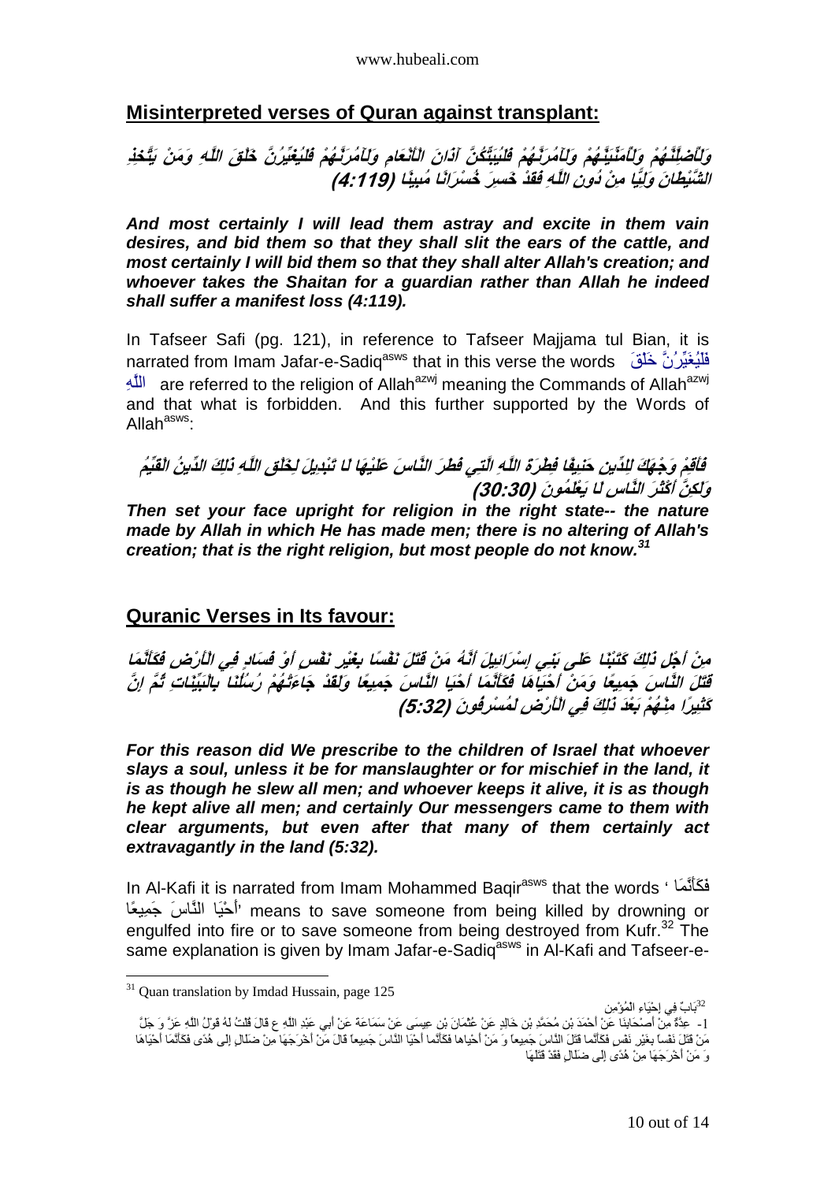## Misinterpreted verses of Quran against transplant:

**وَلَأُضِلَّنَّهُمْ وَلَأُمَنِّيَنَّهُمْ وَلَآمُرَنَّهُمْ فَلَيُبَتِّكُنَّ آذَانَ الْأَنْعَامِ وَلَآمُرَنَّهُمْ فَلَيُغَيِّرُنَّ خَلْقَ اللَّهِ وَمَنْ يَتَّخِذِ الشَّيْطَانَ وَلِيًّا مِنْ دُونِ اللَّهِ فَقَدْ خَسِرَ خُسْرَانًا مُبِينًا (4:119)**

***And most certainly I will lead them astray and excite in them vain desires, and bid them so that they shall slit the ears of the cattle, and most certainly I will bid them so that they shall alter Allah's creation; and whoever takes the Shaitan for a guardian rather than Allah he indeed shall suffer a manifest loss (4:119).***

In Tafseer Safi (pg. 121), in reference to Tafseer Majjama tul Bian, it is narrated from Imam Jafar-e-Sadiq[asws] that in this verse the words فَلَيُغَيِّرُنَّ خَلْقَ اللَّهِ are referred to the religion of Allah[azwj] meaning the Commands of Allah[azwj] and that what is forbidden. And this further supported by the Words of Allah[asws]:

**فَأَقِمْ وَجْهَكَ لِلدِّينِ حَنِيفًا فِطْرَةَ اللَّهِ الَّتِي فَطَرَ النَّاسَ عَلَيْهَا لَا تَبْدِيلَ لِخَلْقِ اللَّهِ ذَلِكَ الدِّينُ الْقَيِّمُ وَلَكِنَّ أَكْثَرَ النَّاسِ لَا يَعْلَمُونَ (30:30)**

***Then set your face upright for religion in the right state-- the nature made by Allah in which He has made men; there is no altering of Allah's creation; that is the right religion, but most people do not know.***[31]

## Quranic Verses in Its favour:

**مِنْ أَجْلِ ذَلِكَ كَتَبْنَا عَلَى بَنِي إِسْرَائِيلَ أَنَّهُ مَنْ قَتَلَ نَفْسًا بِغَيْرِ نَفْسٍ أَوْ فَسَادٍ فِي الْأَرْضِ فَكَأَنَّمَا قَتَلَ النَّاسَ جَمِيعًا وَمَنْ أَحْيَاهَا فَكَأَنَّمَا أَحْيَا النَّاسَ جَمِيعًا وَلَقَدْ جَاءَتْهُمْ رُسُلُنَا بِالْبَيِّنَاتِ ثُمَّ إِنَّ كَثِيرًا مِنْهُمْ بَعْدَ ذَلِكَ فِي الْأَرْضِ لَمُسْرِفُونَ (5:32)**

***For this reason did We prescribe to the children of Israel that whoever slays a soul, unless it be for manslaughter or for mischief in the land, it is as though he slew all men; and whoever keeps it alive, it is as though he kept alive all men; and certainly Our messengers came to them with clear arguments, but even after that many of them certainly act extravagantly in the land (5:32).***

In Al-Kafi it is narrated from Imam Mohammed Baqir[asws] that the words 'فَكَأَنَّمَا أَحْيَا النَّاسَ جَمِيعًا' means to save someone from being killed by drowning or engulfed into fire or to save someone from being destroyed from Kufr.[32] The same explanation is given by Imam Jafar-e-Sadiq[asws] in Al-Kafi and Tafseer-e-

---

[31] Quan translation by Imdad Hussain, page 125

[32] بَابٌ فِي إِحْيَاءِ الْمُؤْمِنِ
1- عِدَّةٌ مِنْ أَصْحَابِنَا عَنْ أَحْمَدَ بْنِ مُحَمَّدِ بْنِ خَالِدٍ عَنْ عُثْمَانَ بْنِ عِيسَى عَنْ سَمَاعَةَ عَنْ أَبِي عَبْدِ اللَّهِ ع قَالَ قُلْتُ لَهُ قَوْلُ اللَّهِ عَزَّ وَ جَلَّ مَنْ قَتَلَ نَفْساً بِغَيْرِ نَفْسٍ فَكَأَنَّما قَتَلَ النَّاسَ جَمِيعاً وَ مَنْ أَحْياها فَكَأَنَّما أَحْيَا النَّاسَ جَمِيعاً قَالَ مَنْ أَخْرَجَهَا مِنْ ضَلَالٍ إِلَى هُدًى فَكَأَنَّمَا أَحْيَاهَا وَ مَنْ أَخْرَجَهَا مِنْ هُدًى إِلَى ضَلَالٍ فَقَدْ قَتَلَهَا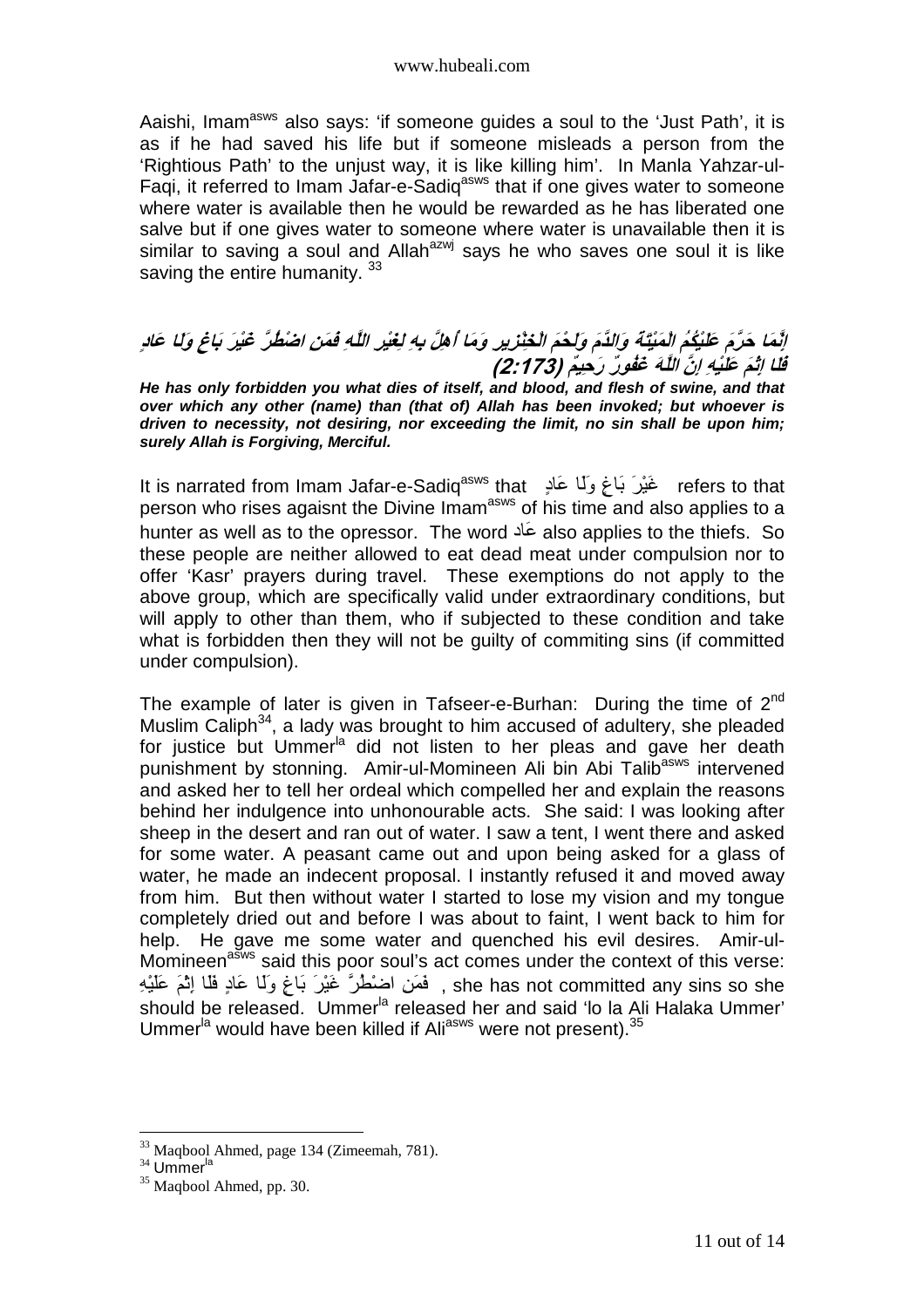Aaishi, Imam[asws] also says: 'if someone guides a soul to the 'Just Path', it is as if he had saved his life but if someone misleads a person from the 'Rightious Path' to the unjust way, it is like killing him'. In Manla Yahzar-ul-Faqi, it referred to Imam Jafar-e-Sadiq[asws] that if one gives water to someone where water is available then he would be rewarded as he has liberated one salve but if one gives water to someone where water is unavailable then it is similar to saving a soul and Allah[azwj] says he who saves one soul it is like saving the entire humanity. [33]

***إِنَّمَا حَرَّمَ عَلَيْكُمُ الْمَيْتَةَ وَالدَّمَ وَلَحْمَ الْخِنْزِيرِ وَمَا أُهِلَّ بِهِ لِغَيْرِ اللَّهِ فَمَنِ اضْطُرَّ غَيْرَ بَاغٍ وَلَا عَادٍ فَلَا إِثْمَ عَلَيْهِ إِنَّ اللَّهَ غَفُورٌ رَحِيمٌ (2:173)***

***He has only forbidden you what dies of itself, and blood, and flesh of swine, and that over which any other (name) than (that of) Allah has been invoked; but whoever is driven to necessity, not desiring, nor exceeding the limit, no sin shall be upon him; surely Allah is Forgiving, Merciful.***

It is narrated from Imam Jafar-e-Sadiq[asws] that غَيْرَ بَاغٍ وَلَا عَادٍ refers to that person who rises agaisnt the Divine Imam[asws] of his time and also applies to a hunter as well as to the opressor. The word عَاد also applies to the thiefs. So these people are neither allowed to eat dead meat under compulsion nor to offer 'Kasr' prayers during travel. These exemptions do not apply to the above group, which are specifically valid under extraordinary conditions, but will apply to other than them, who if subjected to these condition and take what is forbidden then they will not be guilty of commiting sins (if committed under compulsion).

The example of later is given in Tafseer-e-Burhan: During the time of 2nd Muslim Caliph[34], a lady was brought to him accused of adultery, she pleaded for justice but Ummer[la] did not listen to her pleas and gave her death punishment by stonning. Amir-ul-Momineen Ali bin Abi Talib[asws] intervened and asked her to tell her ordeal which compelled her and explain the reasons behind her indulgence into unhonourable acts. She said: I was looking after sheep in the desert and ran out of water. I saw a tent, I went there and asked for some water. A peasant came out and upon being asked for a glass of water, he made an indecent proposal. I instantly refused it and moved away from him. But then without water I started to lose my vision and my tongue completely dried out and before I was about to faint, I went back to him for help. He gave me some water and quenched his evil desires. Amir-ul-Momineen[asws] said this poor soul's act comes under the context of this verse: فَمَنِ اضْطُرَّ غَيْرَ بَاغٍ وَلَا عَادٍ فَلَا إِثْمَ عَلَيْهِ , she has not committed any sins so she should be released. Ummer[la] released her and said 'lo la Ali Halaka Ummer' Ummer[la] would have been killed if Ali[asws] were not present).[35]

---

[33] Maqbool Ahmed, page 134 (Zimeemah, 781).

[34] Ummer[la]

[35] Maqbool Ahmed, pp. 30.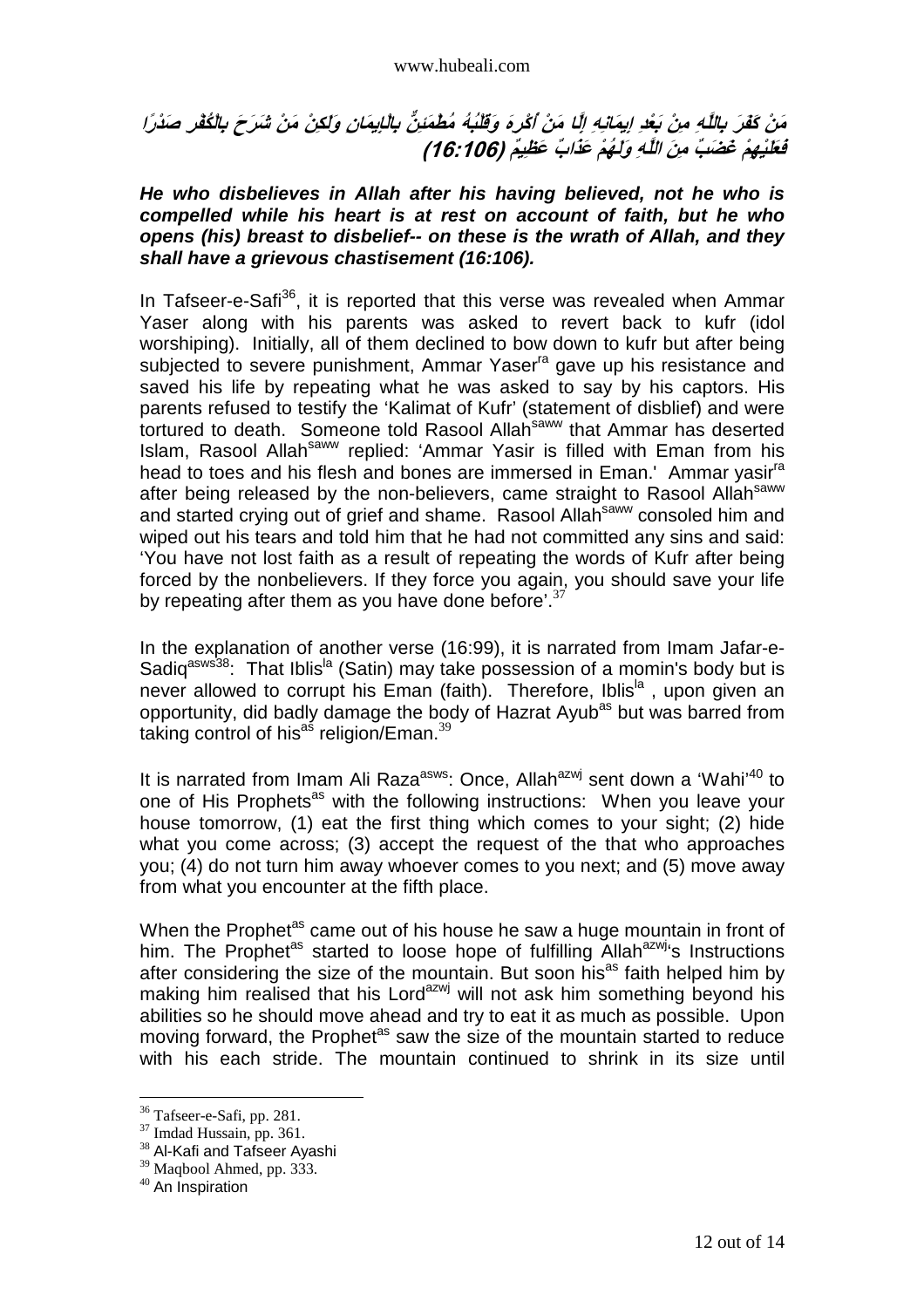**مَنْ كَفَرَ بِاللَّهِ مِنْ بَعْدِ إِيمَانِهِ إِلَّا مَنْ أُكْرِهَ وَقَلْبُهُ مُطْمَئِنٌّ بِالْإِيمَانِ وَلَكِنْ مَنْ شَرَحَ بِالْكُفْرِ صَدْرًا فَعَلَيْهِمْ غَضَبٌ مِنَ اللَّهِ وَلَهُمْ عَذَابٌ عَظِيمٌ (16:106)**

***He who disbelieves in Allah after his having believed, not he who is compelled while his heart is at rest on account of faith, but he who opens (his) breast to disbelief-- on these is the wrath of Allah, and they shall have a grievous chastisement (16:106).***

In Tafseer-e-Safi[36], it is reported that this verse was revealed when Ammar Yaser along with his parents was asked to revert back to kufr (idol worshiping). Initially, all of them declined to bow down to kufr but after being subjected to severe punishment, Ammar Yaser[ra] gave up his resistance and saved his life by repeating what he was asked to say by his captors. His parents refused to testify the 'Kalimat of Kufr' (statement of disblief) and were tortured to death. Someone told Rasool Allah[saww] that Ammar has deserted Islam, Rasool Allah[saww] replied: 'Ammar Yasir is filled with Eman from his head to toes and his flesh and bones are immersed in Eman.' Ammar yasir[ra] after being released by the non-believers, came straight to Rasool Allah[saww] and started crying out of grief and shame. Rasool Allah[saww] consoled him and wiped out his tears and told him that he had not committed any sins and said: 'You have not lost faith as a result of repeating the words of Kufr after being forced by the nonbelievers. If they force you again, you should save your life by repeating after them as you have done before'.[37]

In the explanation of another verse (16:99), it is narrated from Imam Jafar-e-Sadiq[asws38]: That Iblis[la] (Satin) may take possession of a momin's body but is never allowed to corrupt his Eman (faith). Therefore, Iblis[la] , upon given an opportunity, did badly damage the body of Hazrat Ayub[as] but was barred from taking control of his[as] religion/Eman.[39]

It is narrated from Imam Ali Raza[asws]: Once, Allah[azwj] sent down a 'Wahi'[40] to one of His Prophets[as] with the following instructions: When you leave your house tomorrow, (1) eat the first thing which comes to your sight; (2) hide what you come across; (3) accept the request of the that who approaches you; (4) do not turn him away whoever comes to you next; and (5) move away from what you encounter at the fifth place.

When the Prophet[as] came out of his house he saw a huge mountain in front of him. The Prophet[as] started to loose hope of fulfilling Allah[azwj]'s Instructions after considering the size of the mountain. But soon his[as] faith helped him by making him realised that his Lord[azwj] will not ask him something beyond his abilities so he should move ahead and try to eat it as much as possible. Upon moving forward, the Prophet[as] saw the size of the mountain started to reduce with his each stride. The mountain continued to shrink in its size until

---

[36] Tafseer-e-Safi, pp. 281.
[37] Imdad Hussain, pp. 361.
[38] Al-Kafi and Tafseer Ayashi
[39] Maqbool Ahmed, pp. 333.
[40] An Inspiration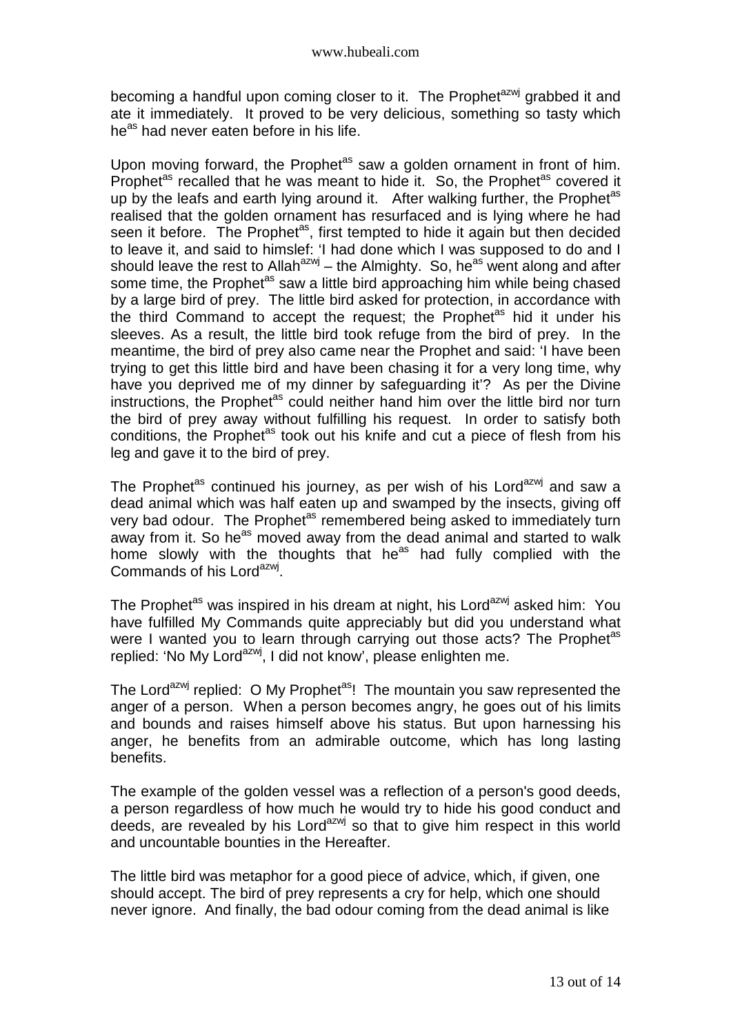becoming a handful upon coming closer to it. The Prophet[azwj] grabbed it and ate it immediately. It proved to be very delicious, something so tasty which he[as] had never eaten before in his life.

Upon moving forward, the Prophet[as] saw a golden ornament in front of him. Prophet[as] recalled that he was meant to hide it. So, the Prophet[as] covered it up by the leafs and earth lying around it. After walking further, the Prophet[as] realised that the golden ornament has resurfaced and is lying where he had seen it before. The Prophet[as], first tempted to hide it again but then decided to leave it, and said to himslef: 'I had done which I was supposed to do and I should leave the rest to Allah[azwj] – the Almighty. So, he[as] went along and after some time, the Prophet[as] saw a little bird approaching him while being chased by a large bird of prey. The little bird asked for protection, in accordance with the third Command to accept the request; the Prophet[as] hid it under his sleeves. As a result, the little bird took refuge from the bird of prey. In the meantime, the bird of prey also came near the Prophet and said: 'I have been trying to get this little bird and have been chasing it for a very long time, why have you deprived me of my dinner by safeguarding it'? As per the Divine instructions, the Prophet[as] could neither hand him over the little bird nor turn the bird of prey away without fulfilling his request. In order to satisfy both conditions, the Prophet[as] took out his knife and cut a piece of flesh from his leg and gave it to the bird of prey.

The Prophet[as] continued his journey, as per wish of his Lord[azwj] and saw a dead animal which was half eaten up and swamped by the insects, giving off very bad odour. The Prophet[as] remembered being asked to immediately turn away from it. So he[as] moved away from the dead animal and started to walk home slowly with the thoughts that he[as] had fully complied with the Commands of his Lord[azwj].

The Prophet[as] was inspired in his dream at night, his Lord[azwj] asked him: You have fulfilled My Commands quite appreciably but did you understand what were I wanted you to learn through carrying out those acts? The Prophet[as] replied: 'No My Lord[azwj], I did not know', please enlighten me.

The Lord[azwj] replied: O My Prophet[as]! The mountain you saw represented the anger of a person. When a person becomes angry, he goes out of his limits and bounds and raises himself above his status. But upon harnessing his anger, he benefits from an admirable outcome, which has long lasting benefits.

The example of the golden vessel was a reflection of a person's good deeds, a person regardless of how much he would try to hide his good conduct and deeds, are revealed by his Lord[azwj] so that to give him respect in this world and uncountable bounties in the Hereafter.

The little bird was metaphor for a good piece of advice, which, if given, one should accept. The bird of prey represents a cry for help, which one should never ignore. And finally, the bad odour coming from the dead animal is like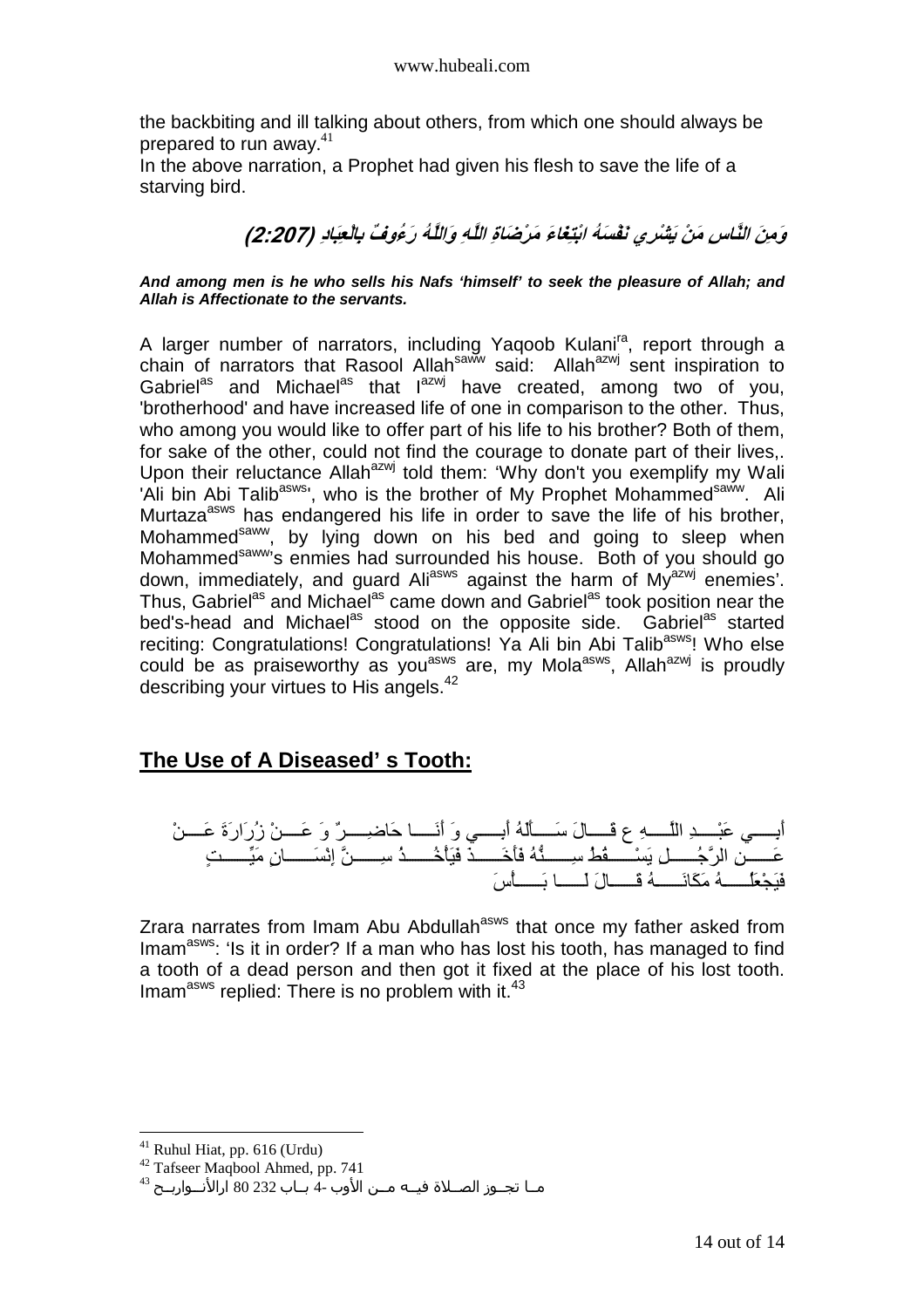the backbiting and ill talking about others, from which one should always be prepared to run away.[41]

In the above narration, a Prophet had given his flesh to save the life of a starving bird.

**وَمِنَ النَّاسِ مَنْ يَشْرِي نَفْسَهُ ابْتِغَاءَ مَرْضَاةِ اللَّهِ وَاللَّهُ رَءُوفٌ بِالْعِبَادِ (2:207)**

***And among men is he who sells his Nafs 'himself' to seek the pleasure of Allah; and Allah is Affectionate to the servants.***

A larger number of narrators, including Yaqoob Kulani[ra], report through a chain of narrators that Rasool Allah[saww] said: Allah[azwj] sent inspiration to Gabriel[as] and Michael[as] that I[azwj] have created, among two of you, 'brotherhood' and have increased life of one in comparison to the other. Thus, who among you would like to offer part of his life to his brother? Both of them, for sake of the other, could not find the courage to donate part of their lives,. Upon their reluctance Allah[azwj] told them: 'Why don't you exemplify my Wali 'Ali bin Abi Talib[asws]', who is the brother of My Prophet Mohammed[saww]. Ali Murtaza[asws] has endangered his life in order to save the life of his brother, Mohammed[saww], by lying down on his bed and going to sleep when Mohammed[saww]'s enmies had surrounded his house. Both of you should go down, immediately, and guard Ali[asws] against the harm of My[azwj] enemies'. Thus, Gabriel[as] and Michael[as] came down and Gabriel[as] took position near the bed's-head and Michael[as] stood on the opposite side. Gabriel[as] started reciting: Congratulations! Congratulations! Ya Ali bin Abi Talib[asws]! Who else could be as praiseworthy as you[asws] are, my Mola[asws], Allah[azwj] is proudly describing your virtues to His angels.[42]

## The Use of A Diseased' s Tooth:

عَنْ زُرَارَةَ عَنْ أَبِي عَبْدِ اللَّهِ ع قَالَ سَأَلَهُ أَبِي وَ أَنَا حَاضِرٌ عَنِ الرَّجُلِ يَسْقُطُ سِنُّهُ فَأَخَذَ فَيَأْخُذُ سِنَّ إِنْسَانٍ مَيِّتٍ فَيَجْعَلُهُ مَكَانَهُ قَالَ لَا بَأْسَ

Zrara narrates from Imam Abu Abdullah[asws] that once my father asked from Imam[asws]: 'Is it in order? If a man who has lost his tooth, has managed to find a tooth of a dead person and then got it fixed at the place of his lost tooth. Imam[asws] replied: There is no problem with it.[43]

---

[41] Ruhul Hiat, pp. 616 (Urdu)

[42] Tafseer Maqbool Ahmed, pp. 741

[43] ارالأنـوار ج 80 232 بـاب 4- الأوب مـن فيـه الصـلاة تجـوز مـا